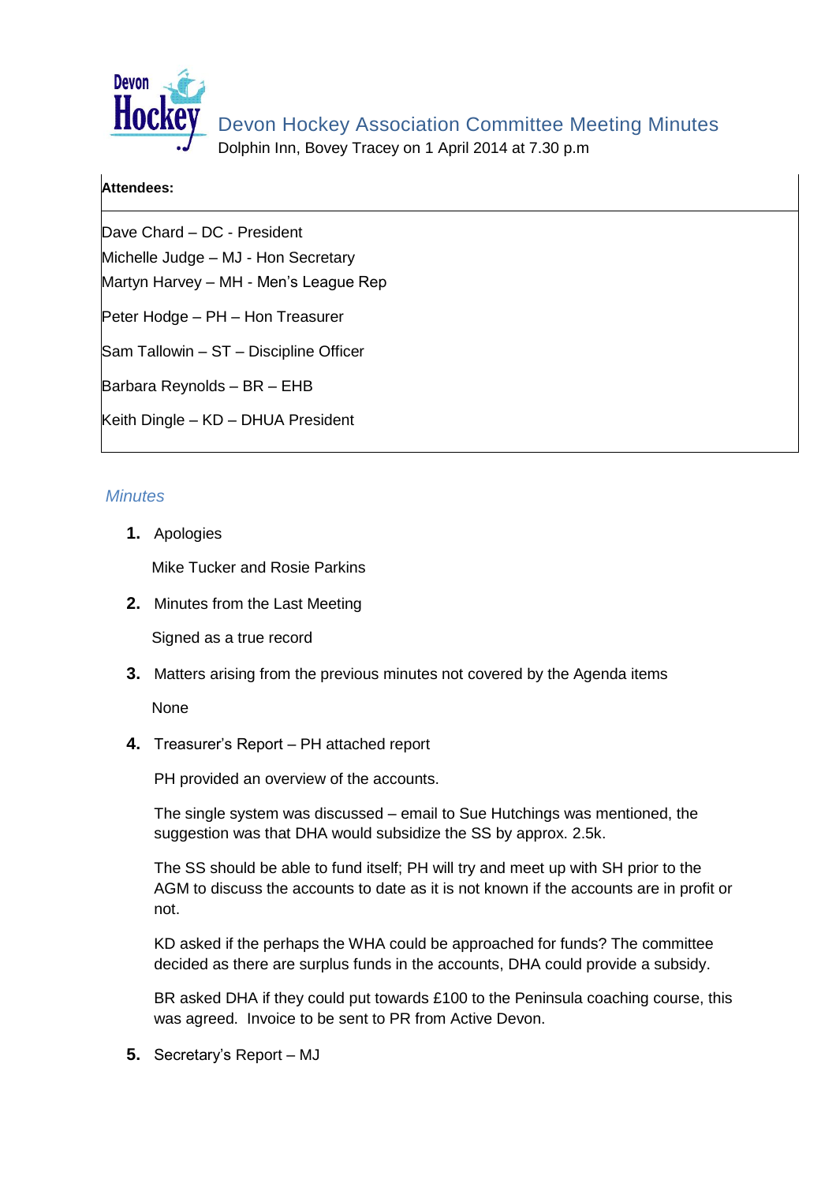# Devon Hockey Association Committee Meeting Minutes

Dolphin Inn, Bovey Tracey on 1 April 2014 at 7.30 p.m

**Attendees:**

Dave Chard – DC - President
Michelle Judge – MJ - Hon Secretary
Martyn Harvey – MH - Men's League Rep

Peter Hodge – PH – Hon Treasurer

Sam Tallowin – ST – Discipline Officer

Barbara Reynolds – BR – EHB

Keith Dingle – KD – DHUA President

## *Minutes*

1. Apologies

   Mike Tucker and Rosie Parkins

2. Minutes from the Last Meeting

   Signed as a true record

3. Matters arising from the previous minutes not covered by the Agenda items

   None

4. Treasurer's Report – PH attached report

   PH provided an overview of the accounts.

   The single system was discussed – email to Sue Hutchings was mentioned, the suggestion was that DHA would subsidize the SS by approx. 2.5k.

   The SS should be able to fund itself; PH will try and meet up with SH prior to the AGM to discuss the accounts to date as it is not known if the accounts are in profit or not.

   KD asked if the perhaps the WHA could be approached for funds? The committee decided as there are surplus funds in the accounts, DHA could provide a subsidy.

   BR asked DHA if they could put towards £100 to the Peninsula coaching course, this was agreed. Invoice to be sent to PR from Active Devon.

5. Secretary's Report – MJ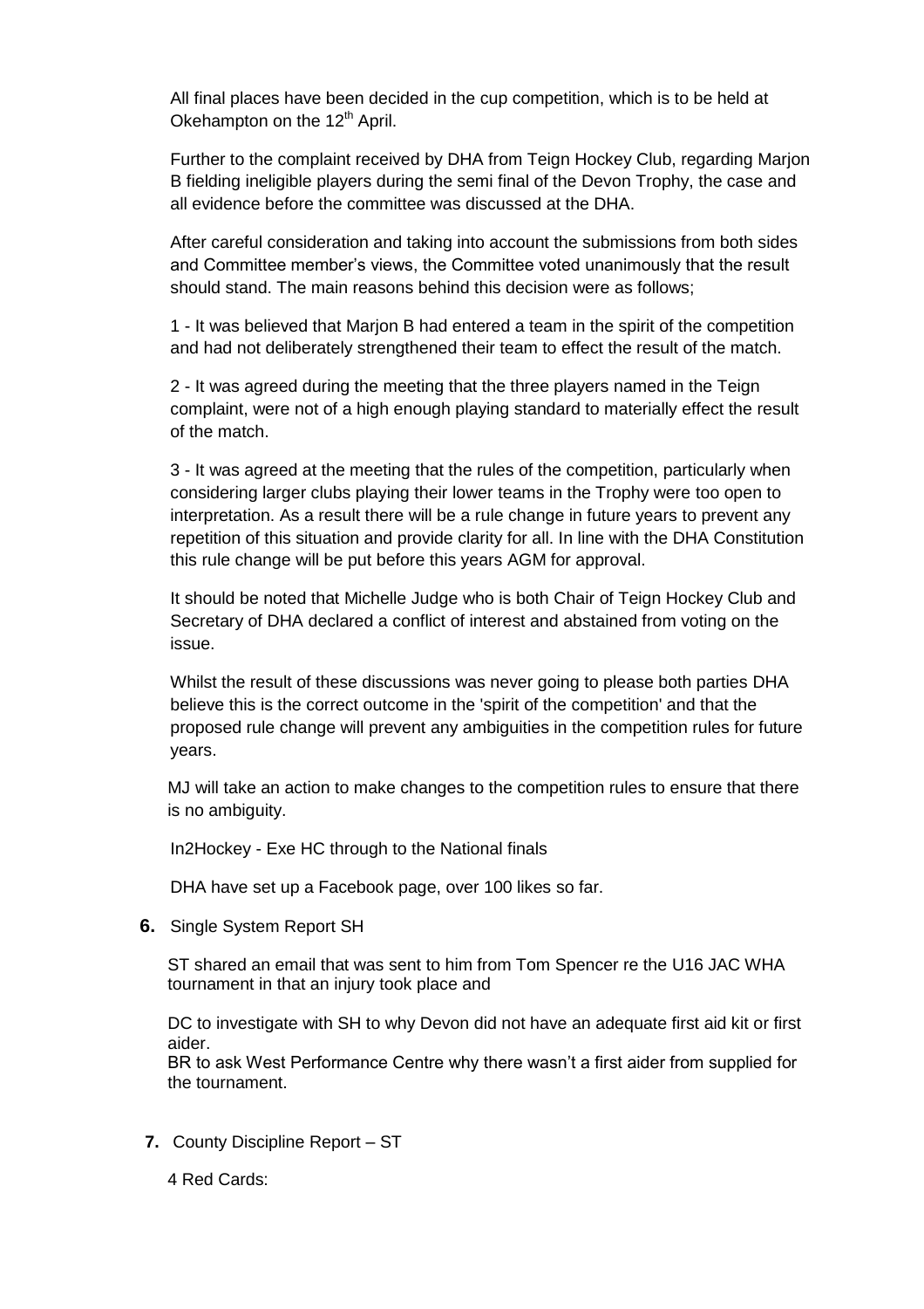All final places have been decided in the cup competition, which is to be held at Okehampton on the 12th April.

Further to the complaint received by DHA from Teign Hockey Club, regarding Marjon B fielding ineligible players during the semi final of the Devon Trophy, the case and all evidence before the committee was discussed at the DHA.

After careful consideration and taking into account the submissions from both sides and Committee member's views, the Committee voted unanimously that the result should stand. The main reasons behind this decision were as follows;

1 - It was believed that Marjon B had entered a team in the spirit of the competition and had not deliberately strengthened their team to effect the result of the match.

2 - It was agreed during the meeting that the three players named in the Teign complaint, were not of a high enough playing standard to materially effect the result of the match.

3 - It was agreed at the meeting that the rules of the competition, particularly when considering larger clubs playing their lower teams in the Trophy were too open to interpretation. As a result there will be a rule change in future years to prevent any repetition of this situation and provide clarity for all. In line with the DHA Constitution this rule change will be put before this years AGM for approval.

It should be noted that Michelle Judge who is both Chair of Teign Hockey Club and Secretary of DHA declared a conflict of interest and abstained from voting on the issue.

Whilst the result of these discussions was never going to please both parties DHA believe this is the correct outcome in the 'spirit of the competition' and that the proposed rule change will prevent any ambiguities in the competition rules for future years.

MJ will take an action to make changes to the competition rules to ensure that there is no ambiguity.

In2Hockey - Exe HC through to the National finals

DHA have set up a Facebook page, over 100 likes so far.

**6.** Single System Report SH

ST shared an email that was sent to him from Tom Spencer re the U16 JAC WHA tournament in that an injury took place and

DC to investigate with SH to why Devon did not have an adequate first aid kit or first aider.
BR to ask West Performance Centre why there wasn't a first aider from supplied for the tournament.

**7.** County Discipline Report – ST

4 Red Cards: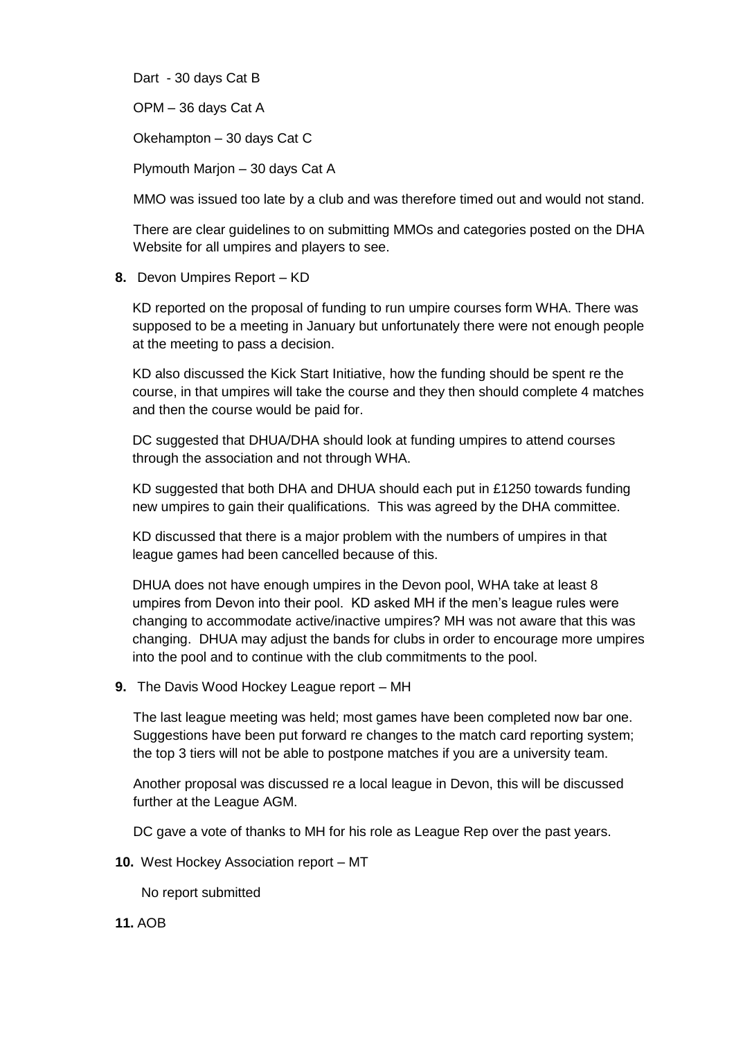Dart - 30 days Cat B

OPM – 36 days Cat A

Okehampton – 30 days Cat C

Plymouth Marjon – 30 days Cat A

MMO was issued too late by a club and was therefore timed out and would not stand.

There are clear guidelines to on submitting MMOs and categories posted on the DHA Website for all umpires and players to see.

**8.** Devon Umpires Report – KD

KD reported on the proposal of funding to run umpire courses form WHA. There was supposed to be a meeting in January but unfortunately there were not enough people at the meeting to pass a decision.

KD also discussed the Kick Start Initiative, how the funding should be spent re the course, in that umpires will take the course and they then should complete 4 matches and then the course would be paid for.

DC suggested that DHUA/DHA should look at funding umpires to attend courses through the association and not through WHA.

KD suggested that both DHA and DHUA should each put in £1250 towards funding new umpires to gain their qualifications. This was agreed by the DHA committee.

KD discussed that there is a major problem with the numbers of umpires in that league games had been cancelled because of this.

DHUA does not have enough umpires in the Devon pool, WHA take at least 8 umpires from Devon into their pool. KD asked MH if the men's league rules were changing to accommodate active/inactive umpires? MH was not aware that this was changing. DHUA may adjust the bands for clubs in order to encourage more umpires into the pool and to continue with the club commitments to the pool.

**9.** The Davis Wood Hockey League report – MH

The last league meeting was held; most games have been completed now bar one. Suggestions have been put forward re changes to the match card reporting system; the top 3 tiers will not be able to postpone matches if you are a university team.

Another proposal was discussed re a local league in Devon, this will be discussed further at the League AGM.

DC gave a vote of thanks to MH for his role as League Rep over the past years.

**10.** West Hockey Association report – MT

No report submitted

**11.** AOB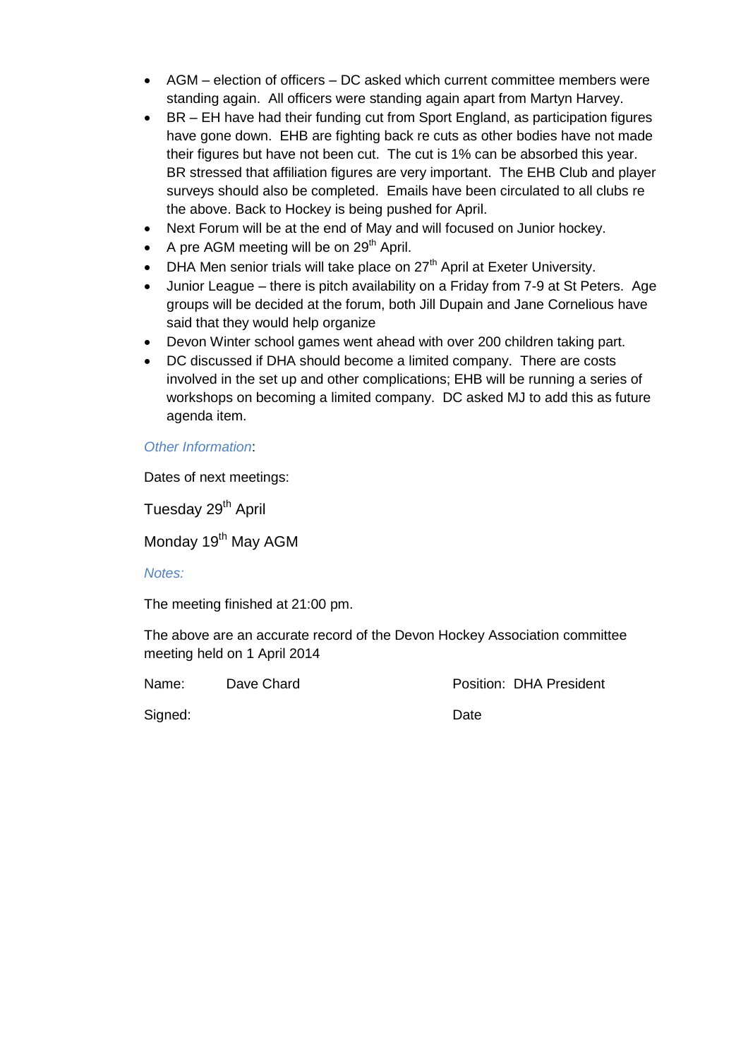- AGM – election of officers – DC asked which current committee members were standing again. All officers were standing again apart from Martyn Harvey.
- BR – EH have had their funding cut from Sport England, as participation figures have gone down. EHB are fighting back re cuts as other bodies have not made their figures but have not been cut. The cut is 1% can be absorbed this year. BR stressed that affiliation figures are very important. The EHB Club and player surveys should also be completed. Emails have been circulated to all clubs re the above. Back to Hockey is being pushed for April.
- Next Forum will be at the end of May and will focused on Junior hockey.
- A pre AGM meeting will be on 29th April.
- DHA Men senior trials will take place on 27th April at Exeter University.
- Junior League – there is pitch availability on a Friday from 7-9 at St Peters. Age groups will be decided at the forum, both Jill Dupain and Jane Cornelious have said that they would help organize
- Devon Winter school games went ahead with over 200 children taking part.
- DC discussed if DHA should become a limited company. There are costs involved in the set up and other complications; EHB will be running a series of workshops on becoming a limited company. DC asked MJ to add this as future agenda item.

*Other Information*:

Dates of next meetings:

Tuesday 29th April

Monday 19th May AGM

*Notes:*

The meeting finished at 21:00 pm.

The above are an accurate record of the Devon Hockey Association committee meeting held on 1 April 2014

Name: Dave Chard    Position: DHA President

Signed:    Date